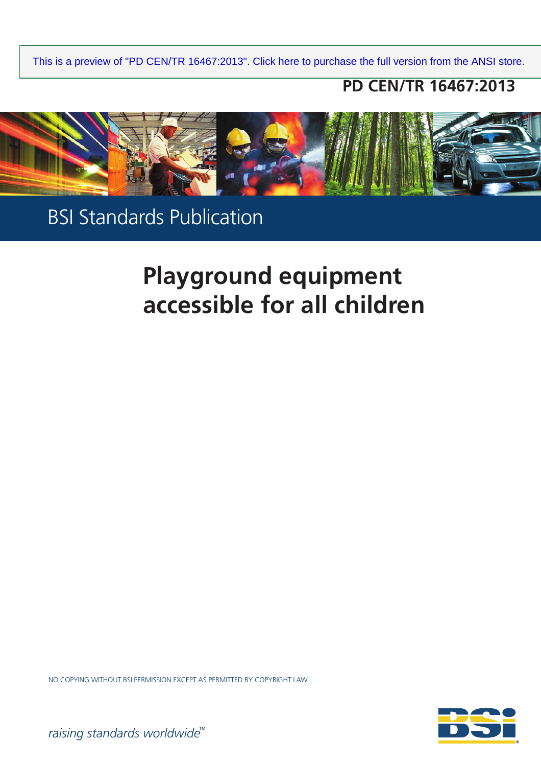This is a preview of "PD CEN/TR 16467:2013". Click here to purchase the full version from the ANSI store.

**PD CEN/TR 16467:2013**

BSI Standards Publication

# Playground equipment accessible for all children

NO COPYING WITHOUT BSI PERMISSION EXCEPT AS PERMITTED BY COPYRIGHT LAW

*raising standards worldwide™*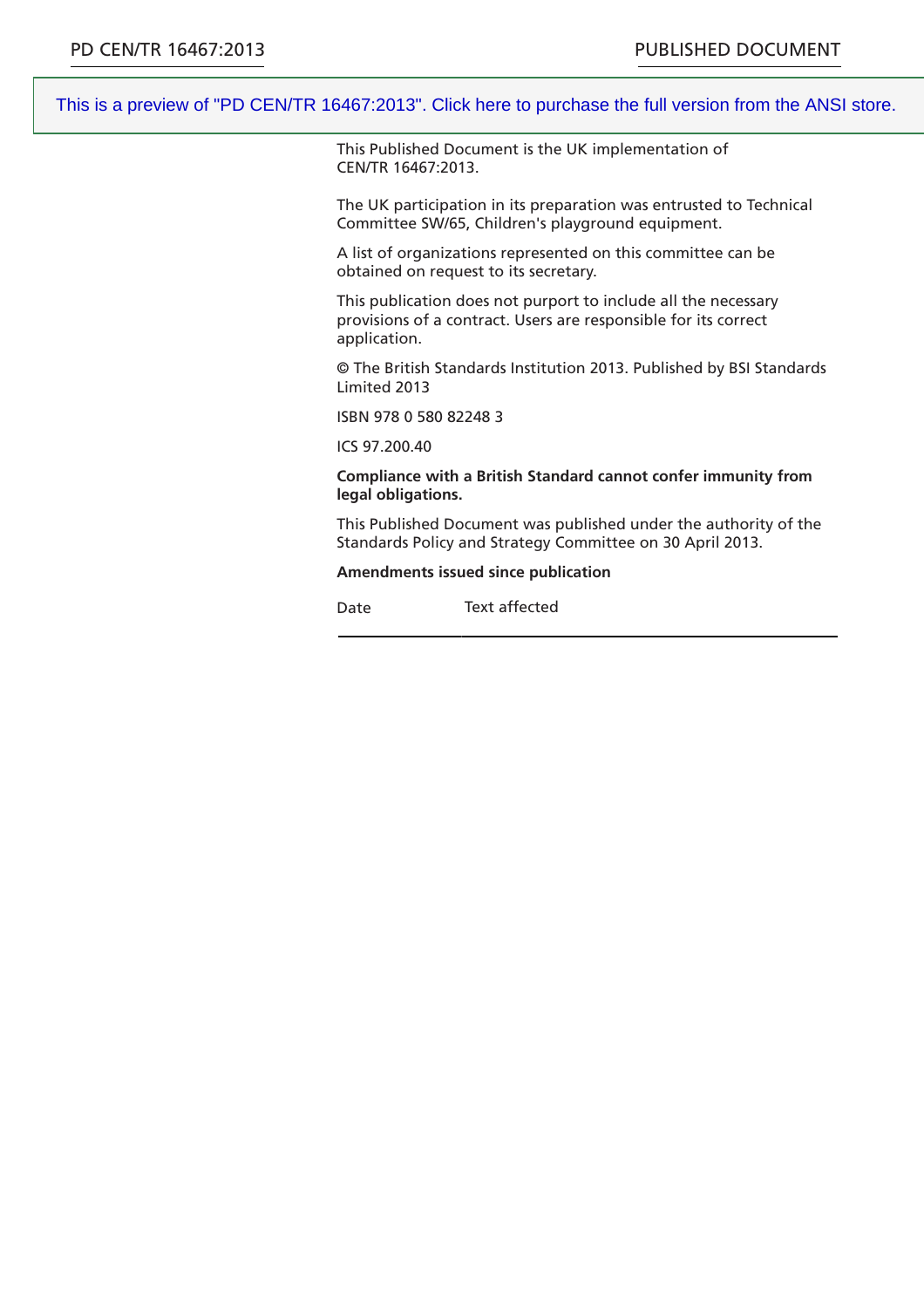This is a preview of "PD CEN/TR 16467:2013". Click here to purchase the full version from the ANSI store.

This Published Document is the UK implementation of CEN/TR 16467:2013.

The UK participation in its preparation was entrusted to Technical Committee SW/65, Children's playground equipment.

A list of organizations represented on this committee can be obtained on request to its secretary.

This publication does not purport to include all the necessary provisions of a contract. Users are responsible for its correct application.

© The British Standards Institution 2013. Published by BSI Standards Limited 2013

ISBN 978 0 580 82248 3

ICS 97.200.40

**Compliance with a British Standard cannot confer immunity from legal obligations.**

This Published Document was published under the authority of the Standards Policy and Strategy Committee on 30 April 2013.

**Amendments issued since publication**

| Date | Text affected |
| --- | --- |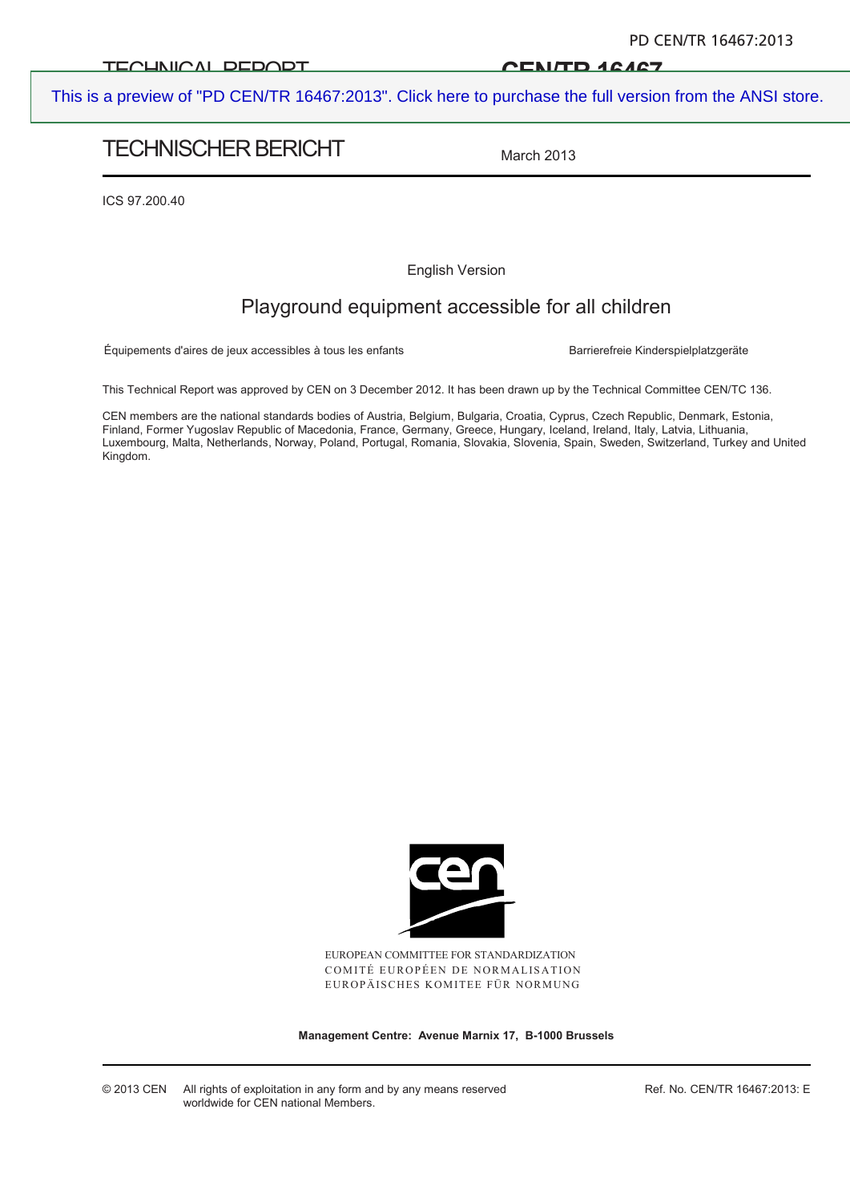TECHNICAL REPORT

CEN/TR 16467

This is a preview of "PD CEN/TR 16467:2013". Click here to purchase the full version from the ANSI store.

TECHNISCHER BERICHT

March 2013

ICS 97.200.40

English Version

# Playground equipment accessible for all children

Équipements d'aires de jeux accessibles à tous les enfants

Barrierefreie Kinderspielplatzgeräte

This Technical Report was approved by CEN on 3 December 2012. It has been drawn up by the Technical Committee CEN/TC 136.

CEN members are the national standards bodies of Austria, Belgium, Bulgaria, Croatia, Cyprus, Czech Republic, Denmark, Estonia, Finland, Former Yugoslav Republic of Macedonia, France, Germany, Greece, Hungary, Iceland, Ireland, Italy, Latvia, Lithuania, Luxembourg, Malta, Netherlands, Norway, Poland, Portugal, Romania, Slovakia, Slovenia, Spain, Sweden, Switzerland, Turkey and United Kingdom.

EUROPEAN COMMITTEE FOR STANDARDIZATION
COMITÉ EUROPÉEN DE NORMALISATION
EUROPÄISCHES KOMITEE FÜR NORMUNG

**Management Centre: Avenue Marnix 17, B-1000 Brussels**

© 2013 CEN All rights of exploitation in any form and by any means reserved worldwide for CEN national Members.

Ref. No. CEN/TR 16467:2013: E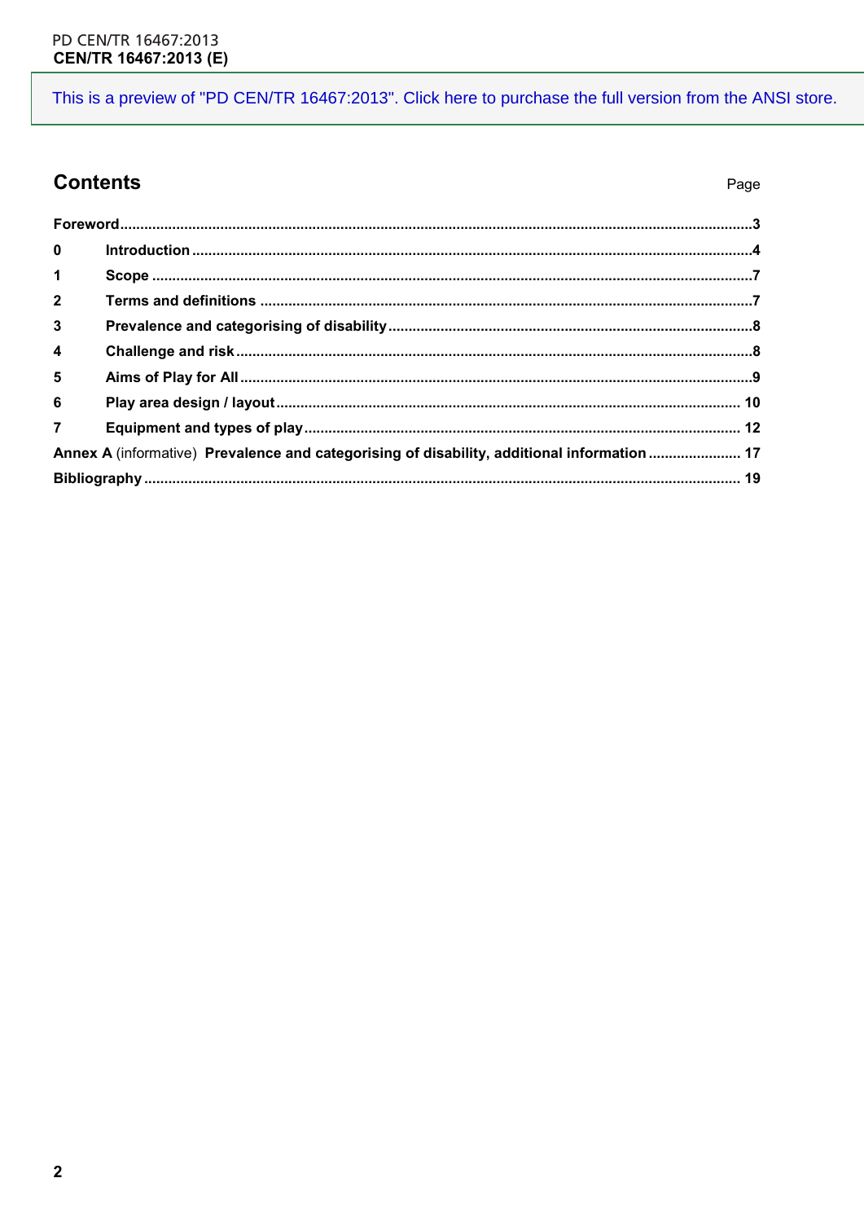This is a preview of "PD CEN/TR 16467:2013". Click here to purchase the full version from the ANSI store.

## Contents

| | | Page |
|---|---|---|
| **Foreword** | | **3** |
| **0** | **Introduction** | **4** |
| **1** | **Scope** | **7** |
| **2** | **Terms and definitions** | **7** |
| **3** | **Prevalence and categorising of disability** | **8** |
| **4** | **Challenge and risk** | **8** |
| **5** | **Aims of Play for All** | **9** |
| **6** | **Play area design / layout** | **10** |
| **7** | **Equipment and types of play** | **12** |
| **Annex A** (informative) | **Prevalence and categorising of disability, additional information** | **17** |
| **Bibliography** | | **19** |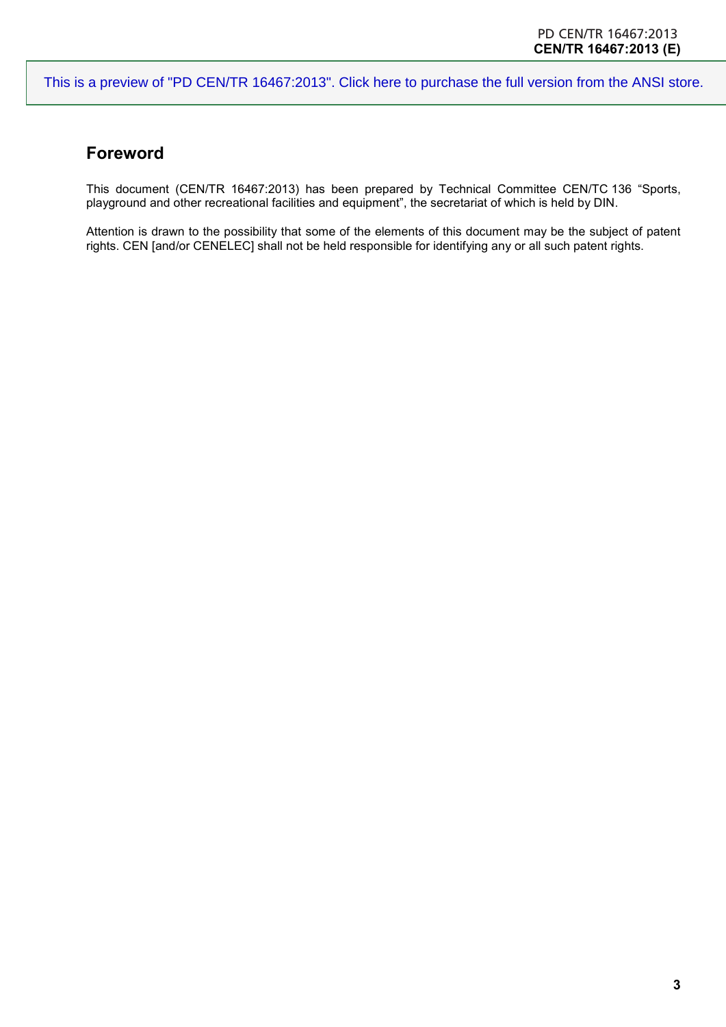## Foreword

This document (CEN/TR 16467:2013) has been prepared by Technical Committee CEN/TC 136 “Sports, playground and other recreational facilities and equipment”, the secretariat of which is held by DIN.

Attention is drawn to the possibility that some of the elements of this document may be the subject of patent rights. CEN [and/or CENELEC] shall not be held responsible for identifying any or all such patent rights.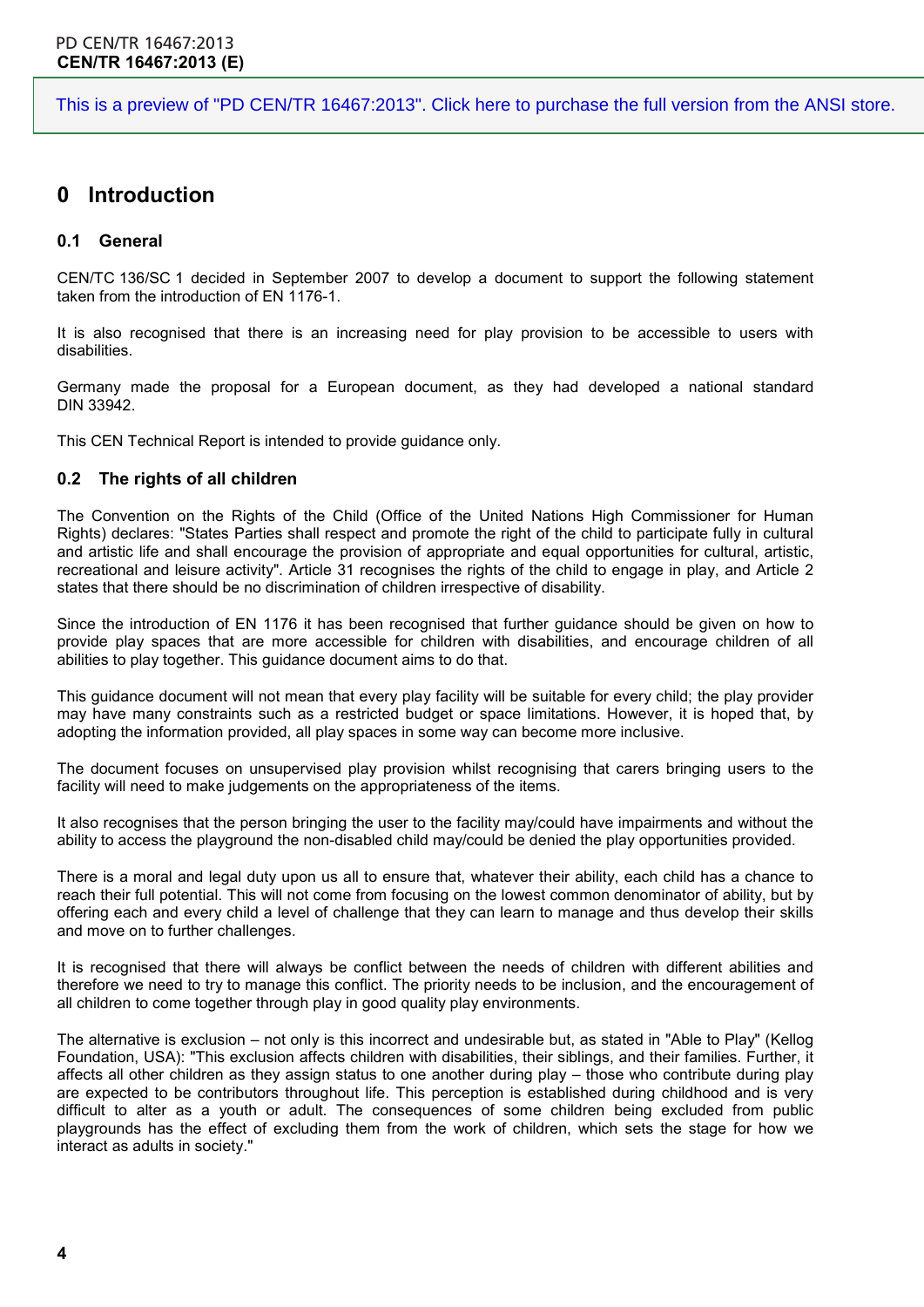# 0 Introduction

## 0.1 General

CEN/TC 136/SC 1 decided in September 2007 to develop a document to support the following statement taken from the introduction of EN 1176-1.

It is also recognised that there is an increasing need for play provision to be accessible to users with disabilities.

Germany made the proposal for a European document, as they had developed a national standard DIN 33942.

This CEN Technical Report is intended to provide guidance only.

## 0.2 The rights of all children

The Convention on the Rights of the Child (Office of the United Nations High Commissioner for Human Rights) declares: "States Parties shall respect and promote the right of the child to participate fully in cultural and artistic life and shall encourage the provision of appropriate and equal opportunities for cultural, artistic, recreational and leisure activity". Article 31 recognises the rights of the child to engage in play, and Article 2 states that there should be no discrimination of children irrespective of disability.

Since the introduction of EN 1176 it has been recognised that further guidance should be given on how to provide play spaces that are more accessible for children with disabilities, and encourage children of all abilities to play together. This guidance document aims to do that.

This guidance document will not mean that every play facility will be suitable for every child; the play provider may have many constraints such as a restricted budget or space limitations. However, it is hoped that, by adopting the information provided, all play spaces in some way can become more inclusive.

The document focuses on unsupervised play provision whilst recognising that carers bringing users to the facility will need to make judgements on the appropriateness of the items.

It also recognises that the person bringing the user to the facility may/could have impairments and without the ability to access the playground the non-disabled child may/could be denied the play opportunities provided.

There is a moral and legal duty upon us all to ensure that, whatever their ability, each child has a chance to reach their full potential. This will not come from focusing on the lowest common denominator of ability, but by offering each and every child a level of challenge that they can learn to manage and thus develop their skills and move on to further challenges.

It is recognised that there will always be conflict between the needs of children with different abilities and therefore we need to try to manage this conflict. The priority needs to be inclusion, and the encouragement of all children to come together through play in good quality play environments.

The alternative is exclusion – not only is this incorrect and undesirable but, as stated in "Able to Play" (Kellog Foundation, USA): "This exclusion affects children with disabilities, their siblings, and their families. Further, it affects all other children as they assign status to one another during play – those who contribute during play are expected to be contributors throughout life. This perception is established during childhood and is very difficult to alter as a youth or adult. The consequences of some children being excluded from public playgrounds has the effect of excluding them from the work of children, which sets the stage for how we interact as adults in society."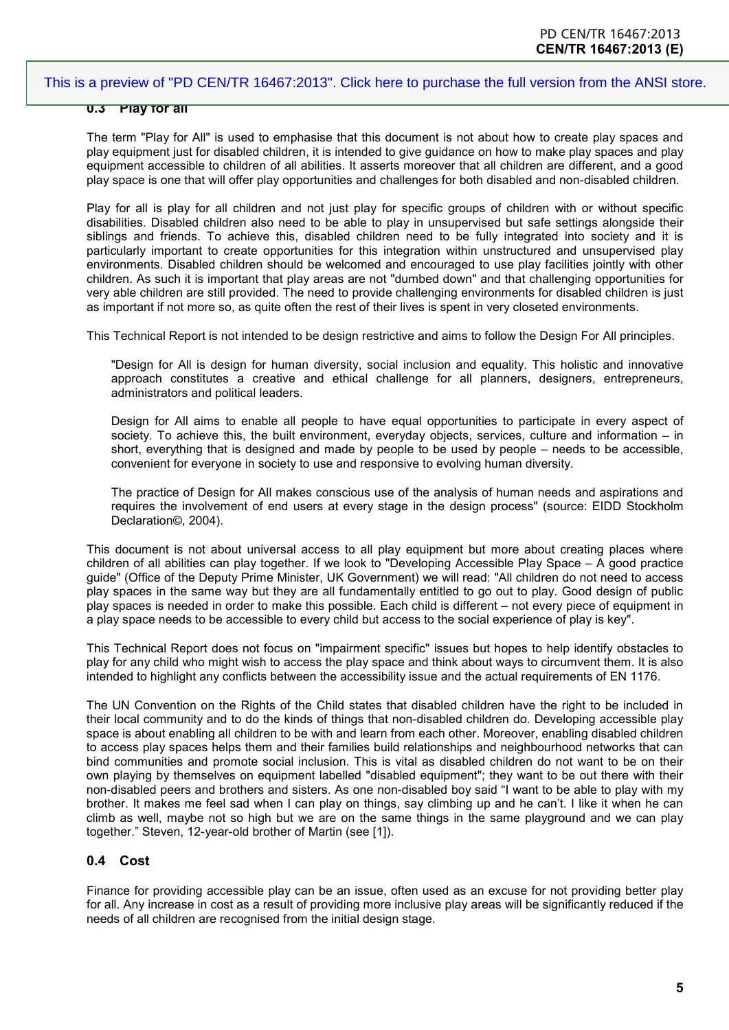### 0.3 Play for all

The term "Play for All" is used to emphasise that this document is not about how to create play spaces and play equipment just for disabled children, it is intended to give guidance on how to make play spaces and play equipment accessible to children of all abilities. It asserts moreover that all children are different, and a good play space is one that will offer play opportunities and challenges for both disabled and non-disabled children.

Play for all is play for all children and not just play for specific groups of children with or without specific disabilities. Disabled children also need to be able to play in unsupervised but safe settings alongside their siblings and friends. To achieve this, disabled children need to be fully integrated into society and it is particularly important to create opportunities for this integration within unstructured and unsupervised play environments. Disabled children should be welcomed and encouraged to use play facilities jointly with other children. As such it is important that play areas are not "dumbed down" and that challenging opportunities for very able children are still provided. The need to provide challenging environments for disabled children is just as important if not more so, as quite often the rest of their lives is spent in very closeted environments.

This Technical Report is not intended to be design restrictive and aims to follow the Design For All principles.

> "Design for All is design for human diversity, social inclusion and equality. This holistic and innovative approach constitutes a creative and ethical challenge for all planners, designers, entrepreneurs, administrators and political leaders.
>
> Design for All aims to enable all people to have equal opportunities to participate in every aspect of society. To achieve this, the built environment, everyday objects, services, culture and information – in short, everything that is designed and made by people to be used by people – needs to be accessible, convenient for everyone in society to use and responsive to evolving human diversity.
>
> The practice of Design for All makes conscious use of the analysis of human needs and aspirations and requires the involvement of end users at every stage in the design process" (source: EIDD Stockholm Declaration©, 2004).

This document is not about universal access to all play equipment but more about creating places where children of all abilities can play together. If we look to "Developing Accessible Play Space – A good practice guide" (Office of the Deputy Prime Minister, UK Government) we will read: "All children do not need to access play spaces in the same way but they are all fundamentally entitled to go out to play. Good design of public play spaces is needed in order to make this possible. Each child is different – not every piece of equipment in a play space needs to be accessible to every child but access to the social experience of play is key".

This Technical Report does not focus on "impairment specific" issues but hopes to help identify obstacles to play for any child who might wish to access the play space and think about ways to circumvent them. It is also intended to highlight any conflicts between the accessibility issue and the actual requirements of EN 1176.

The UN Convention on the Rights of the Child states that disabled children have the right to be included in their local community and to do the kinds of things that non-disabled children do. Developing accessible play space is about enabling all children to be with and learn from each other. Moreover, enabling disabled children to access play spaces helps them and their families build relationships and neighbourhood networks that can bind communities and promote social inclusion. This is vital as disabled children do not want to be on their own playing by themselves on equipment labelled "disabled equipment"; they want to be out there with their non-disabled peers and brothers and sisters. As one non-disabled boy said "I want to be able to play with my brother. It makes me feel sad when I can play on things, say climbing up and he can't. I like it when he can climb as well, maybe not so high but we are on the same things in the same playground and we can play together." Steven, 12-year-old brother of Martin (see [1]).

### 0.4 Cost

Finance for providing accessible play can be an issue, often used as an excuse for not providing better play for all. Any increase in cost as a result of providing more inclusive play areas will be significantly reduced if the needs of all children are recognised from the initial design stage.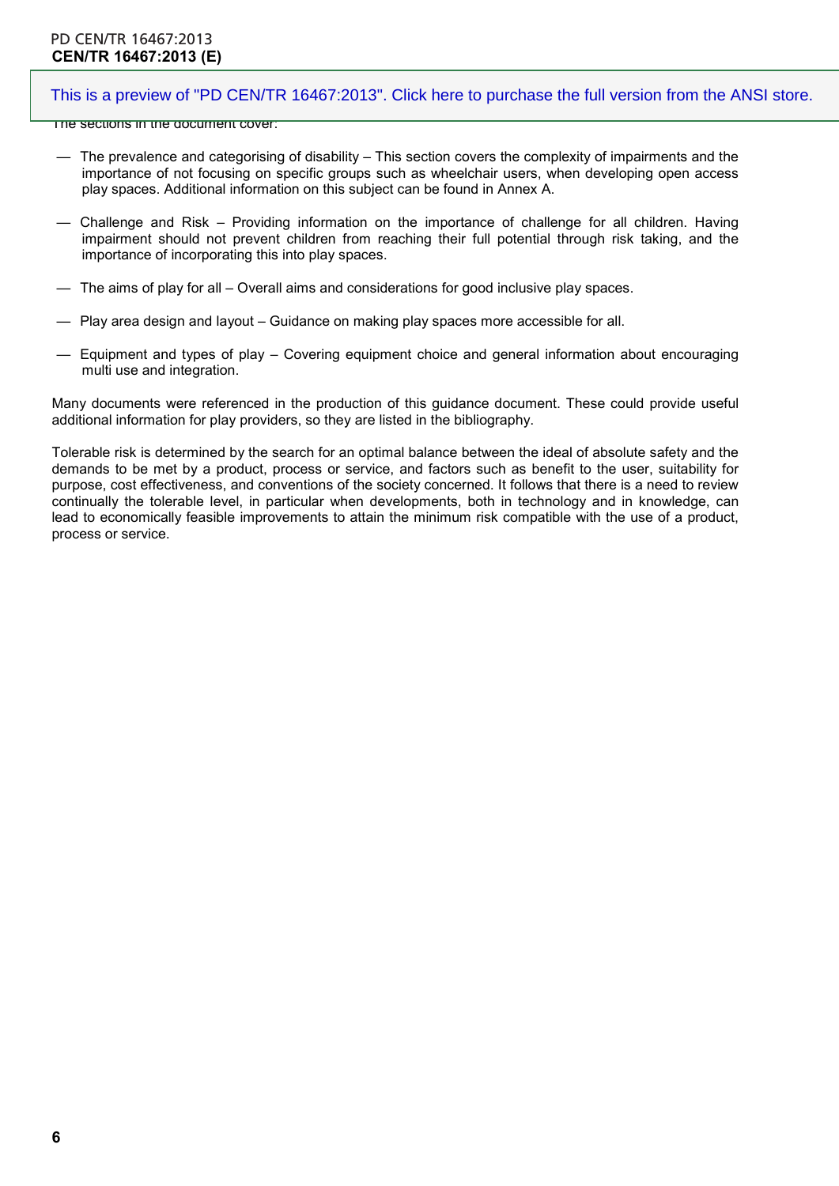The sections in the document cover:

- The prevalence and categorising of disability – This section covers the complexity of impairments and the importance of not focusing on specific groups such as wheelchair users, when developing open access play spaces. Additional information on this subject can be found in Annex A.

- Challenge and Risk – Providing information on the importance of challenge for all children. Having impairment should not prevent children from reaching their full potential through risk taking, and the importance of incorporating this into play spaces.

- The aims of play for all – Overall aims and considerations for good inclusive play spaces.

- Play area design and layout – Guidance on making play spaces more accessible for all.

- Equipment and types of play – Covering equipment choice and general information about encouraging multi use and integration.

Many documents were referenced in the production of this guidance document. These could provide useful additional information for play providers, so they are listed in the bibliography.

Tolerable risk is determined by the search for an optimal balance between the ideal of absolute safety and the demands to be met by a product, process or service, and factors such as benefit to the user, suitability for purpose, cost effectiveness, and conventions of the society concerned. It follows that there is a need to review continually the tolerable level, in particular when developments, both in technology and in knowledge, can lead to economically feasible improvements to attain the minimum risk compatible with the use of a product, process or service.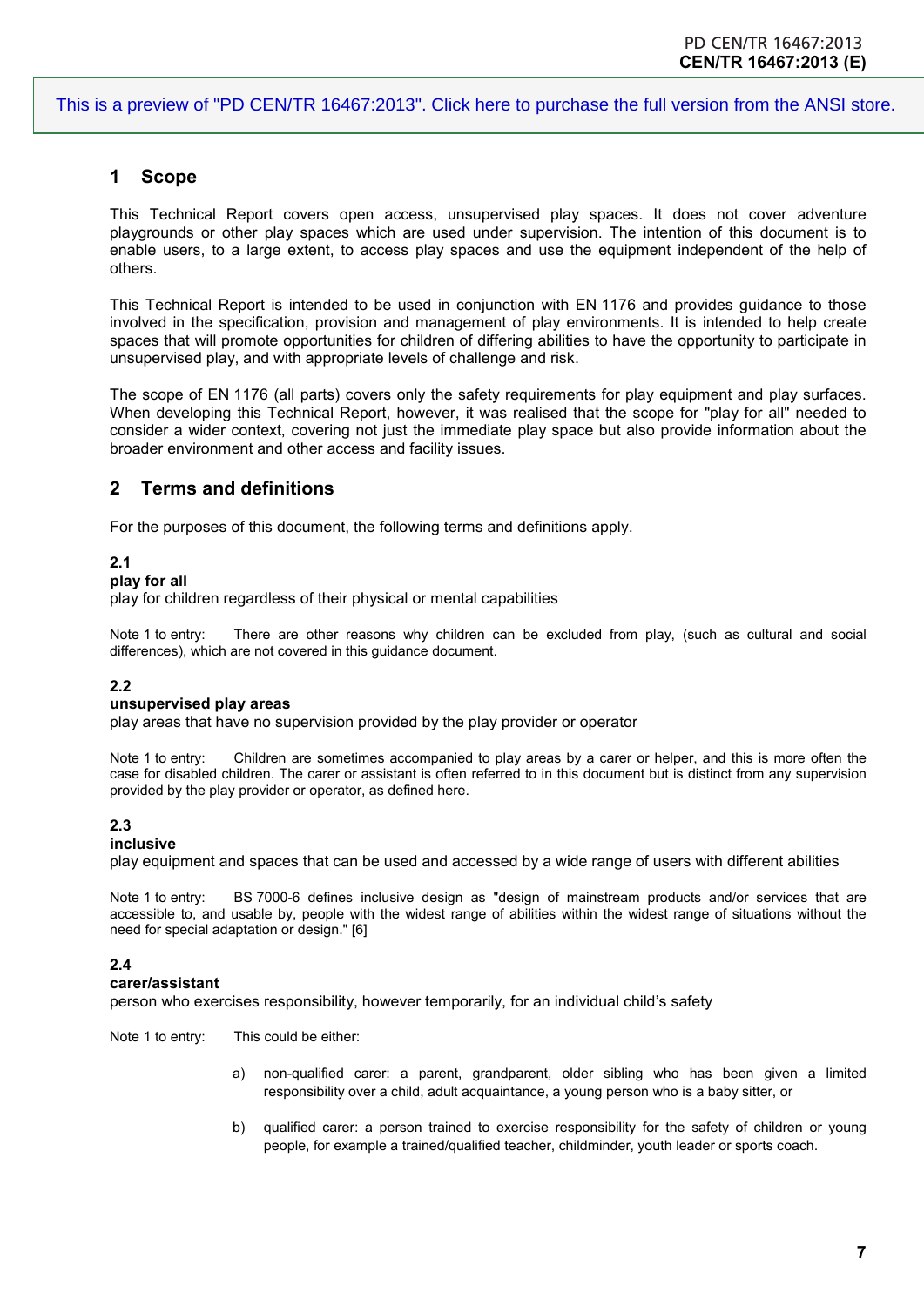## 1 Scope

This Technical Report covers open access, unsupervised play spaces. It does not cover adventure playgrounds or other play spaces which are used under supervision. The intention of this document is to enable users, to a large extent, to access play spaces and use the equipment independent of the help of others.

This Technical Report is intended to be used in conjunction with EN 1176 and provides guidance to those involved in the specification, provision and management of play environments. It is intended to help create spaces that will promote opportunities for children of differing abilities to have the opportunity to participate in unsupervised play, and with appropriate levels of challenge and risk.

The scope of EN 1176 (all parts) covers only the safety requirements for play equipment and play surfaces. When developing this Technical Report, however, it was realised that the scope for "play for all" needed to consider a wider context, covering not just the immediate play space but also provide information about the broader environment and other access and facility issues.

## 2 Terms and definitions

For the purposes of this document, the following terms and definitions apply.

**2.1**
**play for all**
play for children regardless of their physical or mental capabilities

Note 1 to entry: There are other reasons why children can be excluded from play, (such as cultural and social differences), which are not covered in this guidance document.

**2.2**
**unsupervised play areas**
play areas that have no supervision provided by the play provider or operator

Note 1 to entry: Children are sometimes accompanied to play areas by a carer or helper, and this is more often the case for disabled children. The carer or assistant is often referred to in this document but is distinct from any supervision provided by the play provider or operator, as defined here.

**2.3**
**inclusive**
play equipment and spaces that can be used and accessed by a wide range of users with different abilities

Note 1 to entry: BS 7000-6 defines inclusive design as "design of mainstream products and/or services that are accessible to, and usable by, people with the widest range of abilities within the widest range of situations without the need for special adaptation or design." [6]

**2.4**
**carer/assistant**
person who exercises responsibility, however temporarily, for an individual child's safety

Note 1 to entry: This could be either:

a) non-qualified carer: a parent, grandparent, older sibling who has been given a limited responsibility over a child, adult acquaintance, a young person who is a baby sitter, or

b) qualified carer: a person trained to exercise responsibility for the safety of children or young people, for example a trained/qualified teacher, childminder, youth leader or sports coach.